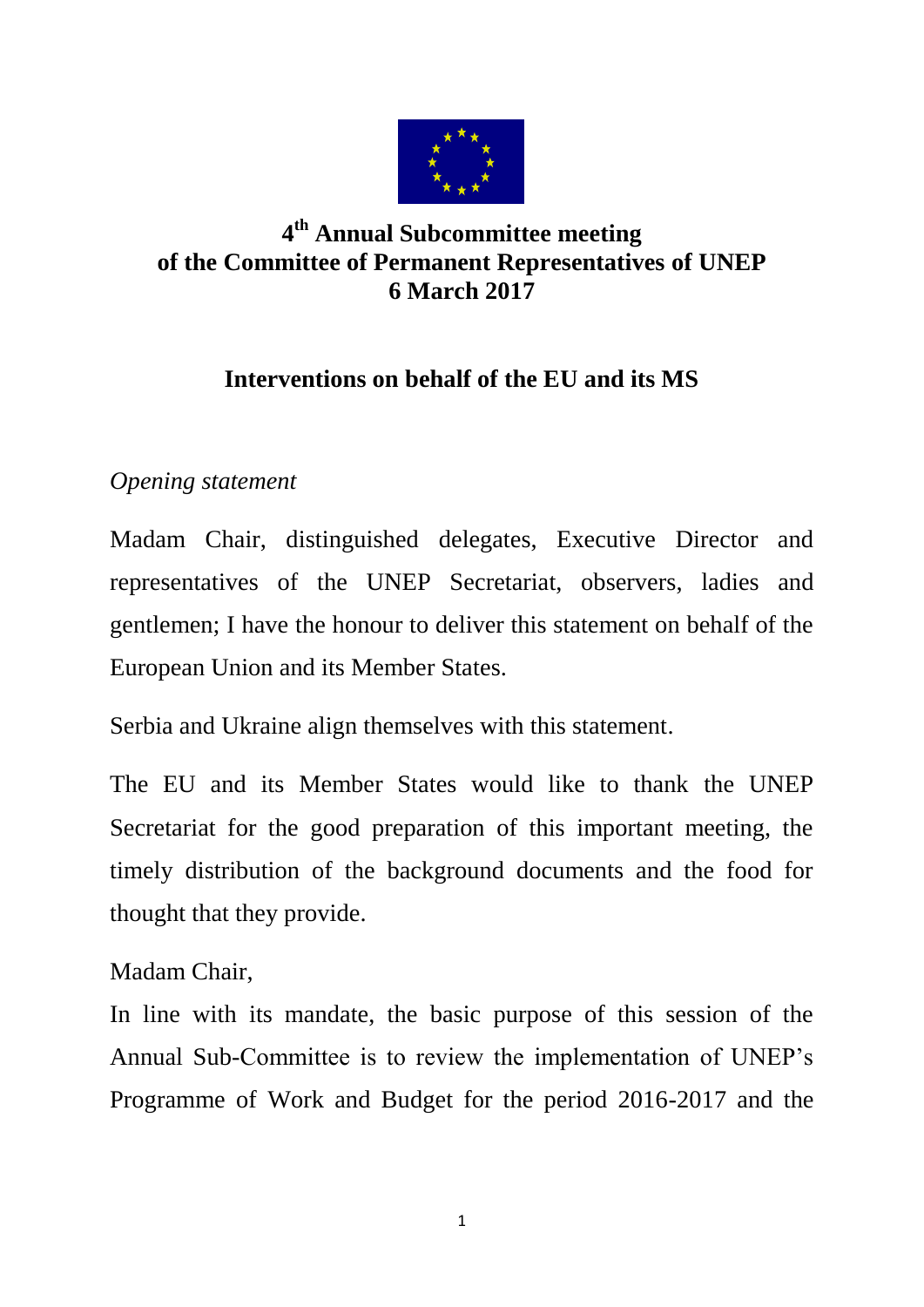# 4th Annual Subcommittee meeting of the Committee of Permanent Representatives of UNEP 6 March 2017

## Interventions on behalf of the EU and its MS

*Opening statement*

Madam Chair, distinguished delegates, Executive Director and representatives of the UNEP Secretariat, observers, ladies and gentlemen; I have the honour to deliver this statement on behalf of the European Union and its Member States.

Serbia and Ukraine align themselves with this statement.

The EU and its Member States would like to thank the UNEP Secretariat for the good preparation of this important meeting, the timely distribution of the background documents and the food for thought that they provide.

Madam Chair,

In line with its mandate, the basic purpose of this session of the Annual Sub-Committee is to review the implementation of UNEP's Programme of Work and Budget for the period 2016-2017 and the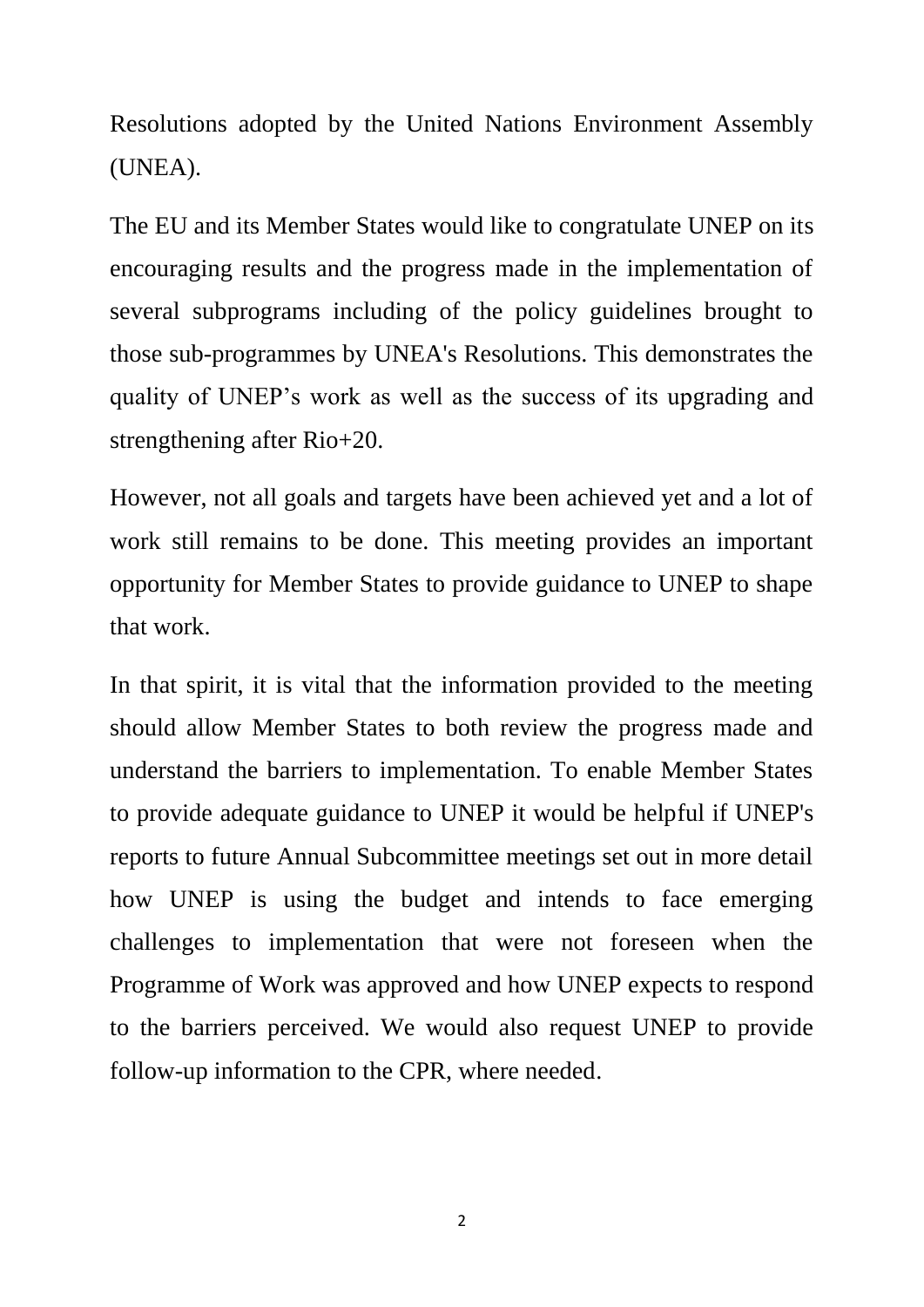Resolutions adopted by the United Nations Environment Assembly (UNEA).

The EU and its Member States would like to congratulate UNEP on its encouraging results and the progress made in the implementation of several subprograms including of the policy guidelines brought to those sub-programmes by UNEA's Resolutions. This demonstrates the quality of UNEP's work as well as the success of its upgrading and strengthening after Rio+20.

However, not all goals and targets have been achieved yet and a lot of work still remains to be done. This meeting provides an important opportunity for Member States to provide guidance to UNEP to shape that work.

In that spirit, it is vital that the information provided to the meeting should allow Member States to both review the progress made and understand the barriers to implementation. To enable Member States to provide adequate guidance to UNEP it would be helpful if UNEP's reports to future Annual Subcommittee meetings set out in more detail how UNEP is using the budget and intends to face emerging challenges to implementation that were not foreseen when the Programme of Work was approved and how UNEP expects to respond to the barriers perceived. We would also request UNEP to provide follow-up information to the CPR, where needed.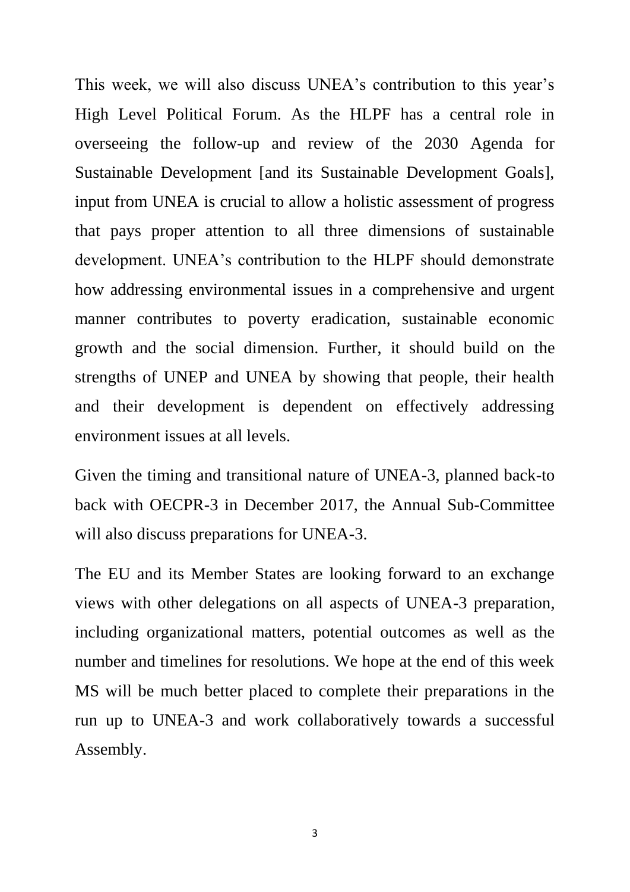This week, we will also discuss UNEA's contribution to this year's High Level Political Forum. As the HLPF has a central role in overseeing the follow-up and review of the 2030 Agenda for Sustainable Development [and its Sustainable Development Goals], input from UNEA is crucial to allow a holistic assessment of progress that pays proper attention to all three dimensions of sustainable development. UNEA's contribution to the HLPF should demonstrate how addressing environmental issues in a comprehensive and urgent manner contributes to poverty eradication, sustainable economic growth and the social dimension. Further, it should build on the strengths of UNEP and UNEA by showing that people, their health and their development is dependent on effectively addressing environment issues at all levels.

Given the timing and transitional nature of UNEA-3, planned back-to back with OECPR-3 in December 2017, the Annual Sub-Committee will also discuss preparations for UNEA-3.

The EU and its Member States are looking forward to an exchange views with other delegations on all aspects of UNEA-3 preparation, including organizational matters, potential outcomes as well as the number and timelines for resolutions. We hope at the end of this week MS will be much better placed to complete their preparations in the run up to UNEA-3 and work collaboratively towards a successful Assembly.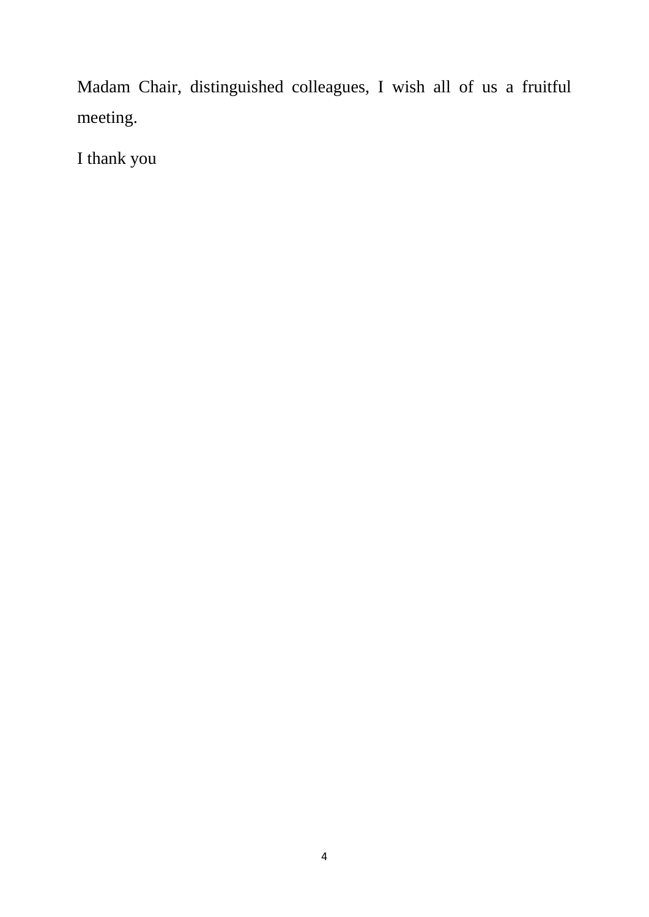Madam Chair, distinguished colleagues, I wish all of us a fruitful meeting.

I thank you